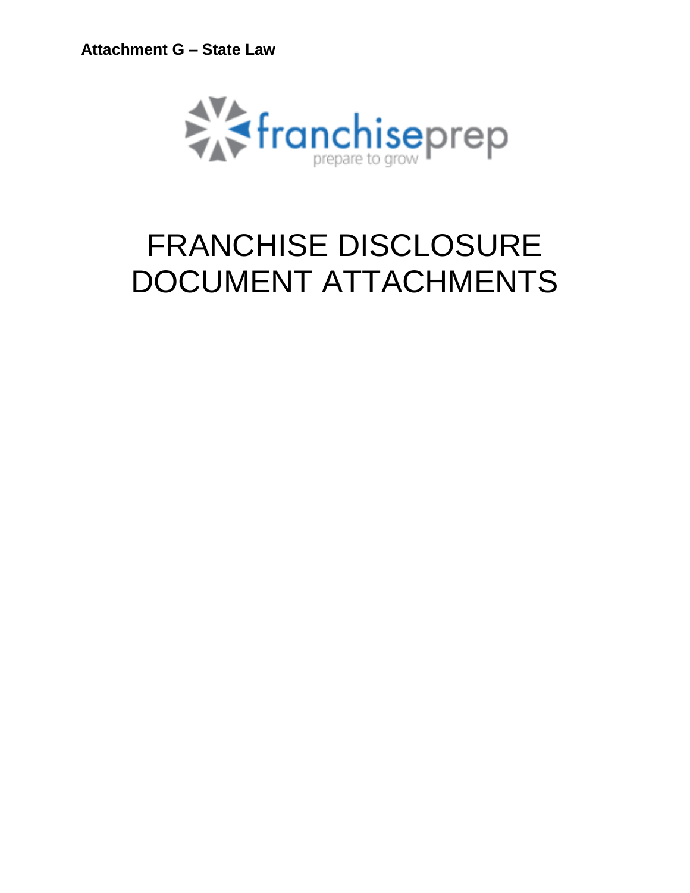**Attachment G – State Law**

franchiseprep

prepare to grow

# FRANCHISE DISCLOSURE DOCUMENT ATTACHMENTS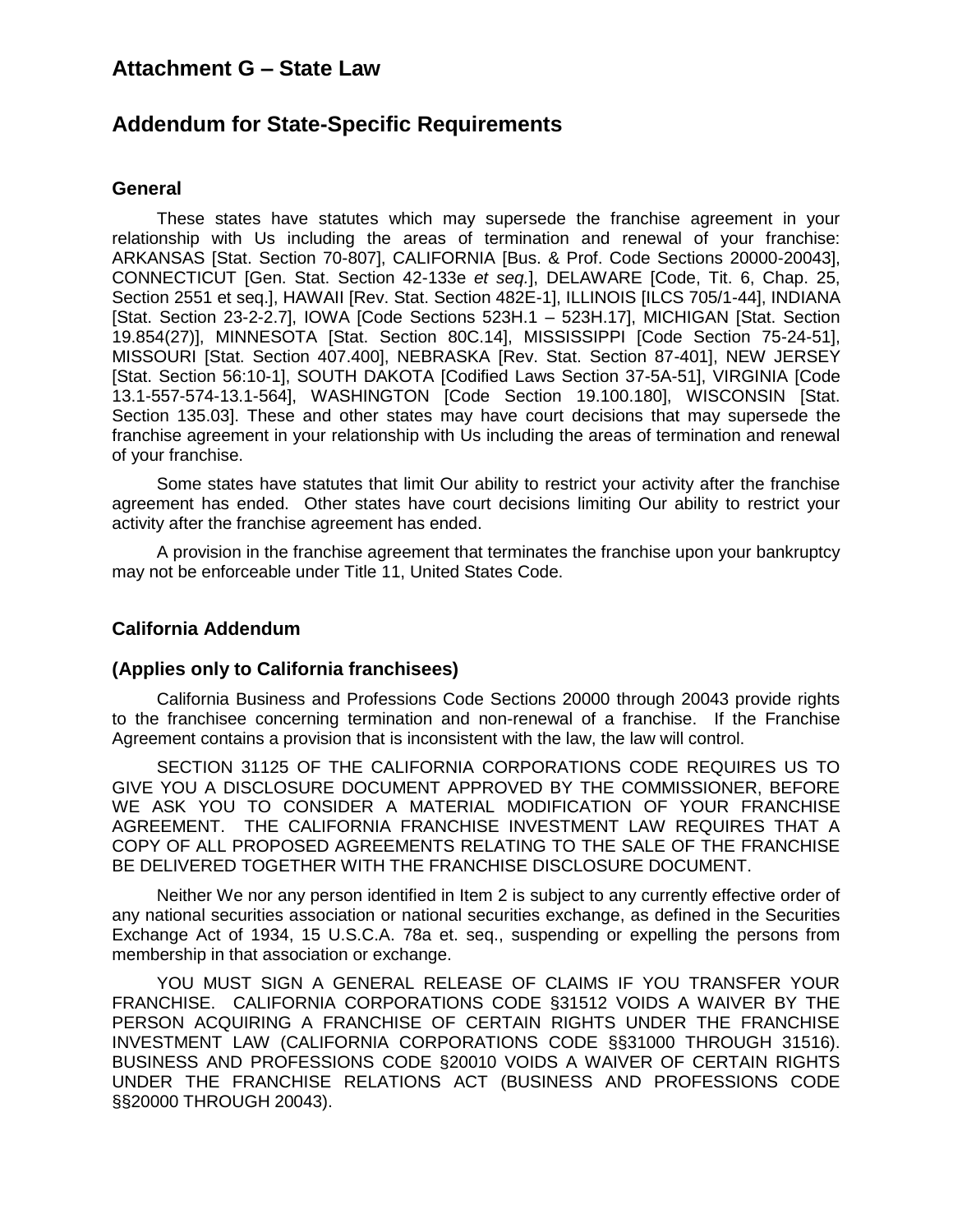# Attachment G – State Law

# Addendum for State-Specific Requirements

### General

These states have statutes which may supersede the franchise agreement in your relationship with Us including the areas of termination and renewal of your franchise: ARKANSAS [Stat. Section 70-807], CALIFORNIA [Bus. & Prof. Code Sections 20000-20043], CONNECTICUT [Gen. Stat. Section 42-133e *et seq.*], DELAWARE [Code, Tit. 6, Chap. 25, Section 2551 et seq.], HAWAII [Rev. Stat. Section 482E-1], ILLINOIS [ILCS 705/1-44], INDIANA [Stat. Section 23-2-2.7], IOWA [Code Sections 523H.1 – 523H.17], MICHIGAN [Stat. Section 19.854(27)], MINNESOTA [Stat. Section 80C.14], MISSISSIPPI [Code Section 75-24-51], MISSOURI [Stat. Section 407.400], NEBRASKA [Rev. Stat. Section 87-401], NEW JERSEY [Stat. Section 56:10-1], SOUTH DAKOTA [Codified Laws Section 37-5A-51], VIRGINIA [Code 13.1-557-574-13.1-564], WASHINGTON [Code Section 19.100.180], WISCONSIN [Stat. Section 135.03]. These and other states may have court decisions that may supersede the franchise agreement in your relationship with Us including the areas of termination and renewal of your franchise.

Some states have statutes that limit Our ability to restrict your activity after the franchise agreement has ended. Other states have court decisions limiting Our ability to restrict your activity after the franchise agreement has ended.

A provision in the franchise agreement that terminates the franchise upon your bankruptcy may not be enforceable under Title 11, United States Code.

### California Addendum

### (Applies only to California franchisees)

California Business and Professions Code Sections 20000 through 20043 provide rights to the franchisee concerning termination and non-renewal of a franchise. If the Franchise Agreement contains a provision that is inconsistent with the law, the law will control.

SECTION 31125 OF THE CALIFORNIA CORPORATIONS CODE REQUIRES US TO GIVE YOU A DISCLOSURE DOCUMENT APPROVED BY THE COMMISSIONER, BEFORE WE ASK YOU TO CONSIDER A MATERIAL MODIFICATION OF YOUR FRANCHISE AGREEMENT. THE CALIFORNIA FRANCHISE INVESTMENT LAW REQUIRES THAT A COPY OF ALL PROPOSED AGREEMENTS RELATING TO THE SALE OF THE FRANCHISE BE DELIVERED TOGETHER WITH THE FRANCHISE DISCLOSURE DOCUMENT.

Neither We nor any person identified in Item 2 is subject to any currently effective order of any national securities association or national securities exchange, as defined in the Securities Exchange Act of 1934, 15 U.S.C.A. 78a et. seq., suspending or expelling the persons from membership in that association or exchange.

YOU MUST SIGN A GENERAL RELEASE OF CLAIMS IF YOU TRANSFER YOUR FRANCHISE. CALIFORNIA CORPORATIONS CODE §31512 VOIDS A WAIVER BY THE PERSON ACQUIRING A FRANCHISE OF CERTAIN RIGHTS UNDER THE FRANCHISE INVESTMENT LAW (CALIFORNIA CORPORATIONS CODE §§31000 THROUGH 31516). BUSINESS AND PROFESSIONS CODE §20010 VOIDS A WAIVER OF CERTAIN RIGHTS UNDER THE FRANCHISE RELATIONS ACT (BUSINESS AND PROFESSIONS CODE §§20000 THROUGH 20043).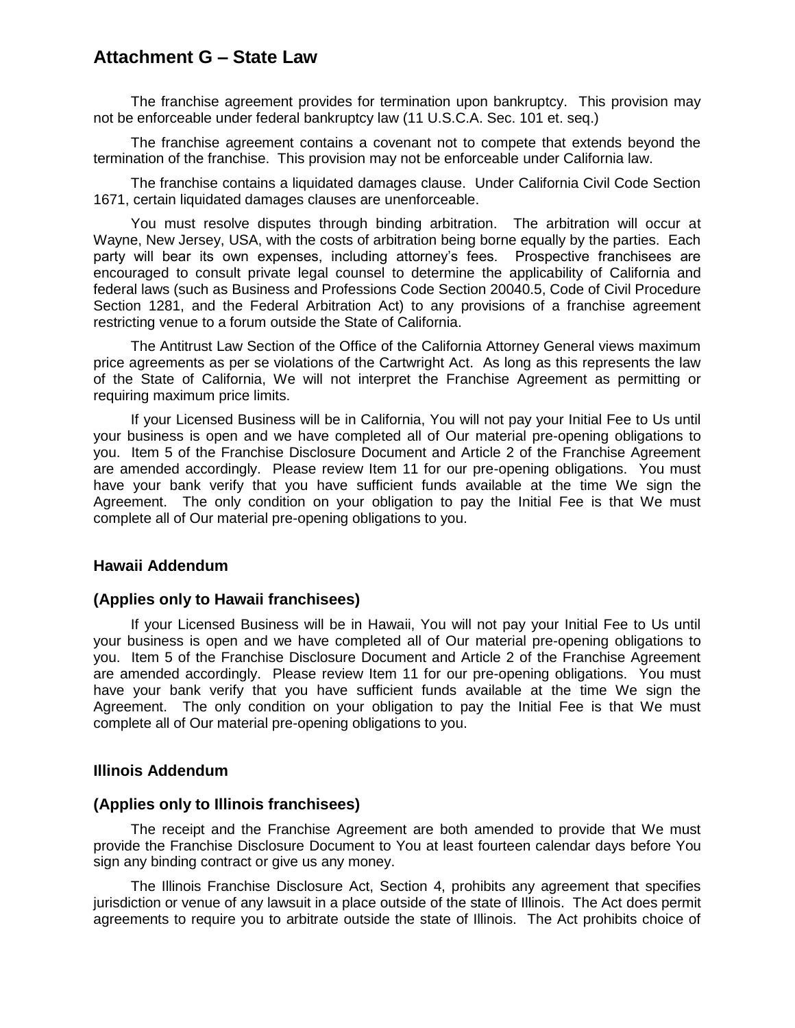# Attachment G – State Law

The franchise agreement provides for termination upon bankruptcy. This provision may not be enforceable under federal bankruptcy law (11 U.S.C.A. Sec. 101 et. seq.)

The franchise agreement contains a covenant not to compete that extends beyond the termination of the franchise. This provision may not be enforceable under California law.

The franchise contains a liquidated damages clause. Under California Civil Code Section 1671, certain liquidated damages clauses are unenforceable.

You must resolve disputes through binding arbitration. The arbitration will occur at Wayne, New Jersey, USA, with the costs of arbitration being borne equally by the parties. Each party will bear its own expenses, including attorney's fees. Prospective franchisees are encouraged to consult private legal counsel to determine the applicability of California and federal laws (such as Business and Professions Code Section 20040.5, Code of Civil Procedure Section 1281, and the Federal Arbitration Act) to any provisions of a franchise agreement restricting venue to a forum outside the State of California.

The Antitrust Law Section of the Office of the California Attorney General views maximum price agreements as per se violations of the Cartwright Act. As long as this represents the law of the State of California, We will not interpret the Franchise Agreement as permitting or requiring maximum price limits.

If your Licensed Business will be in California, You will not pay your Initial Fee to Us until your business is open and we have completed all of Our material pre-opening obligations to you. Item 5 of the Franchise Disclosure Document and Article 2 of the Franchise Agreement are amended accordingly. Please review Item 11 for our pre-opening obligations. You must have your bank verify that you have sufficient funds available at the time We sign the Agreement. The only condition on your obligation to pay the Initial Fee is that We must complete all of Our material pre-opening obligations to you.

### Hawaii Addendum

### (Applies only to Hawaii franchisees)

If your Licensed Business will be in Hawaii, You will not pay your Initial Fee to Us until your business is open and we have completed all of Our material pre-opening obligations to you. Item 5 of the Franchise Disclosure Document and Article 2 of the Franchise Agreement are amended accordingly. Please review Item 11 for our pre-opening obligations. You must have your bank verify that you have sufficient funds available at the time We sign the Agreement. The only condition on your obligation to pay the Initial Fee is that We must complete all of Our material pre-opening obligations to you.

### Illinois Addendum

### (Applies only to Illinois franchisees)

The receipt and the Franchise Agreement are both amended to provide that We must provide the Franchise Disclosure Document to You at least fourteen calendar days before You sign any binding contract or give us any money.

The Illinois Franchise Disclosure Act, Section 4, prohibits any agreement that specifies jurisdiction or venue of any lawsuit in a place outside of the state of Illinois. The Act does permit agreements to require you to arbitrate outside the state of Illinois. The Act prohibits choice of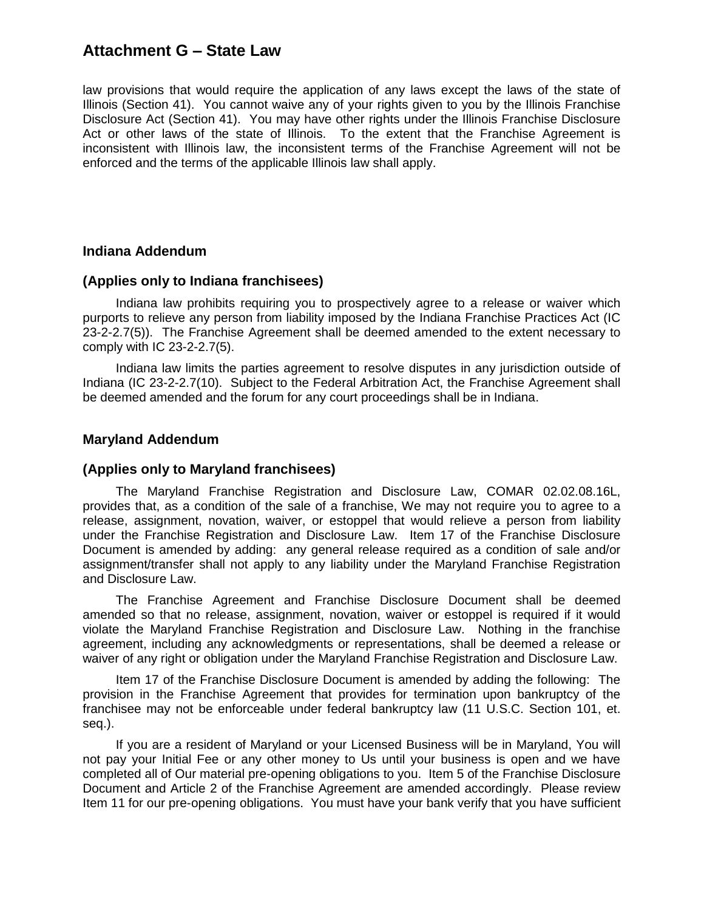# Attachment G – State Law

law provisions that would require the application of any laws except the laws of the state of Illinois (Section 41). You cannot waive any of your rights given to you by the Illinois Franchise Disclosure Act (Section 41). You may have other rights under the Illinois Franchise Disclosure Act or other laws of the state of Illinois. To the extent that the Franchise Agreement is inconsistent with Illinois law, the inconsistent terms of the Franchise Agreement will not be enforced and the terms of the applicable Illinois law shall apply.

### Indiana Addendum

### (Applies only to Indiana franchisees)

Indiana law prohibits requiring you to prospectively agree to a release or waiver which purports to relieve any person from liability imposed by the Indiana Franchise Practices Act (IC 23-2-2.7(5)). The Franchise Agreement shall be deemed amended to the extent necessary to comply with IC 23-2-2.7(5).

Indiana law limits the parties agreement to resolve disputes in any jurisdiction outside of Indiana (IC 23-2-2.7(10). Subject to the Federal Arbitration Act, the Franchise Agreement shall be deemed amended and the forum for any court proceedings shall be in Indiana.

### Maryland Addendum

### (Applies only to Maryland franchisees)

The Maryland Franchise Registration and Disclosure Law, COMAR 02.02.08.16L, provides that, as a condition of the sale of a franchise, We may not require you to agree to a release, assignment, novation, waiver, or estoppel that would relieve a person from liability under the Franchise Registration and Disclosure Law. Item 17 of the Franchise Disclosure Document is amended by adding: any general release required as a condition of sale and/or assignment/transfer shall not apply to any liability under the Maryland Franchise Registration and Disclosure Law.

The Franchise Agreement and Franchise Disclosure Document shall be deemed amended so that no release, assignment, novation, waiver or estoppel is required if it would violate the Maryland Franchise Registration and Disclosure Law. Nothing in the franchise agreement, including any acknowledgments or representations, shall be deemed a release or waiver of any right or obligation under the Maryland Franchise Registration and Disclosure Law.

Item 17 of the Franchise Disclosure Document is amended by adding the following: The provision in the Franchise Agreement that provides for termination upon bankruptcy of the franchisee may not be enforceable under federal bankruptcy law (11 U.S.C. Section 101, et. seq.).

If you are a resident of Maryland or your Licensed Business will be in Maryland, You will not pay your Initial Fee or any other money to Us until your business is open and we have completed all of Our material pre-opening obligations to you. Item 5 of the Franchise Disclosure Document and Article 2 of the Franchise Agreement are amended accordingly. Please review Item 11 for our pre-opening obligations. You must have your bank verify that you have sufficient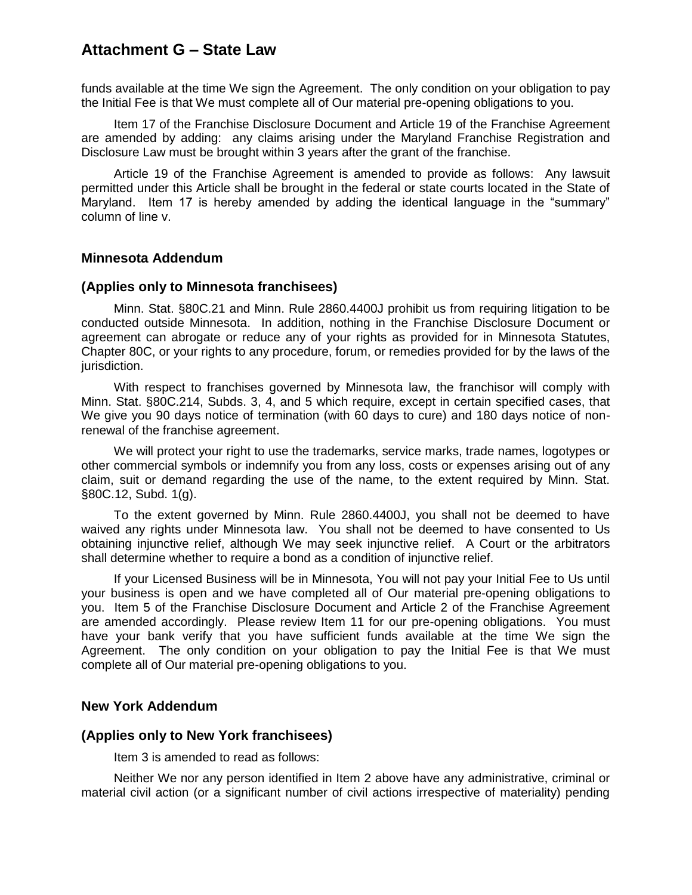# Attachment G – State Law

funds available at the time We sign the Agreement. The only condition on your obligation to pay the Initial Fee is that We must complete all of Our material pre-opening obligations to you.

Item 17 of the Franchise Disclosure Document and Article 19 of the Franchise Agreement are amended by adding: any claims arising under the Maryland Franchise Registration and Disclosure Law must be brought within 3 years after the grant of the franchise.

Article 19 of the Franchise Agreement is amended to provide as follows: Any lawsuit permitted under this Article shall be brought in the federal or state courts located in the State of Maryland. Item 17 is hereby amended by adding the identical language in the "summary" column of line v.

### Minnesota Addendum

### (Applies only to Minnesota franchisees)

Minn. Stat. §80C.21 and Minn. Rule 2860.4400J prohibit us from requiring litigation to be conducted outside Minnesota. In addition, nothing in the Franchise Disclosure Document or agreement can abrogate or reduce any of your rights as provided for in Minnesota Statutes, Chapter 80C, or your rights to any procedure, forum, or remedies provided for by the laws of the jurisdiction.

With respect to franchises governed by Minnesota law, the franchisor will comply with Minn. Stat. §80C.214, Subds. 3, 4, and 5 which require, except in certain specified cases, that We give you 90 days notice of termination (with 60 days to cure) and 180 days notice of non-renewal of the franchise agreement.

We will protect your right to use the trademarks, service marks, trade names, logotypes or other commercial symbols or indemnify you from any loss, costs or expenses arising out of any claim, suit or demand regarding the use of the name, to the extent required by Minn. Stat. §80C.12, Subd. 1(g).

To the extent governed by Minn. Rule 2860.4400J, you shall not be deemed to have waived any rights under Minnesota law. You shall not be deemed to have consented to Us obtaining injunctive relief, although We may seek injunctive relief. A Court or the arbitrators shall determine whether to require a bond as a condition of injunctive relief.

If your Licensed Business will be in Minnesota, You will not pay your Initial Fee to Us until your business is open and we have completed all of Our material pre-opening obligations to you. Item 5 of the Franchise Disclosure Document and Article 2 of the Franchise Agreement are amended accordingly. Please review Item 11 for our pre-opening obligations. You must have your bank verify that you have sufficient funds available at the time We sign the Agreement. The only condition on your obligation to pay the Initial Fee is that We must complete all of Our material pre-opening obligations to you.

### New York Addendum

### (Applies only to New York franchisees)

Item 3 is amended to read as follows:

Neither We nor any person identified in Item 2 above have any administrative, criminal or material civil action (or a significant number of civil actions irrespective of materiality) pending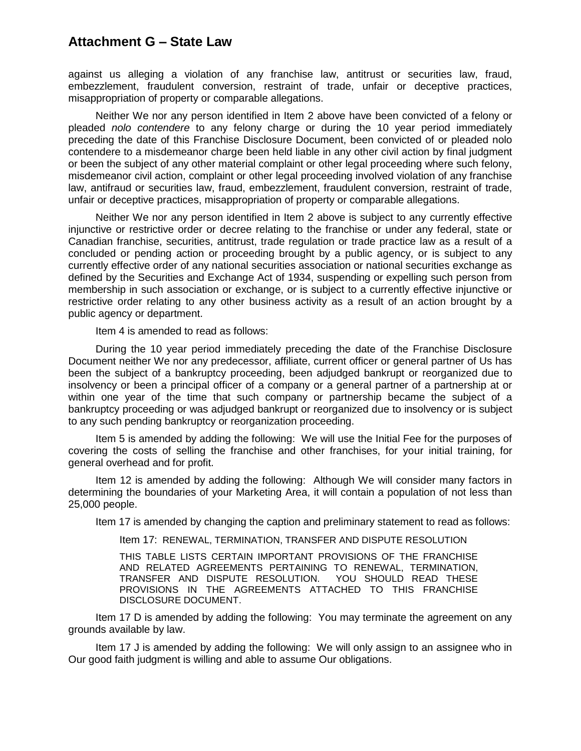## Attachment G – State Law

against us alleging a violation of any franchise law, antitrust or securities law, fraud, embezzlement, fraudulent conversion, restraint of trade, unfair or deceptive practices, misappropriation of property or comparable allegations.

Neither We nor any person identified in Item 2 above have been convicted of a felony or pleaded *nolo contendere* to any felony charge or during the 10 year period immediately preceding the date of this Franchise Disclosure Document, been convicted of or pleaded nolo contendere to a misdemeanor charge been held liable in any other civil action by final judgment or been the subject of any other material complaint or other legal proceeding where such felony, misdemeanor civil action, complaint or other legal proceeding involved violation of any franchise law, antifraud or securities law, fraud, embezzlement, fraudulent conversion, restraint of trade, unfair or deceptive practices, misappropriation of property or comparable allegations.

Neither We nor any person identified in Item 2 above is subject to any currently effective injunctive or restrictive order or decree relating to the franchise or under any federal, state or Canadian franchise, securities, antitrust, trade regulation or trade practice law as a result of a concluded or pending action or proceeding brought by a public agency, or is subject to any currently effective order of any national securities association or national securities exchange as defined by the Securities and Exchange Act of 1934, suspending or expelling such person from membership in such association or exchange, or is subject to a currently effective injunctive or restrictive order relating to any other business activity as a result of an action brought by a public agency or department.

Item 4 is amended to read as follows:

During the 10 year period immediately preceding the date of the Franchise Disclosure Document neither We nor any predecessor, affiliate, current officer or general partner of Us has been the subject of a bankruptcy proceeding, been adjudged bankrupt or reorganized due to insolvency or been a principal officer of a company or a general partner of a partnership at or within one year of the time that such company or partnership became the subject of a bankruptcy proceeding or was adjudged bankrupt or reorganized due to insolvency or is subject to any such pending bankruptcy or reorganization proceeding.

Item 5 is amended by adding the following: We will use the Initial Fee for the purposes of covering the costs of selling the franchise and other franchises, for your initial training, for general overhead and for profit.

Item 12 is amended by adding the following: Although We will consider many factors in determining the boundaries of your Marketing Area, it will contain a population of not less than 25,000 people.

Item 17 is amended by changing the caption and preliminary statement to read as follows:

> Item 17: RENEWAL, TERMINATION, TRANSFER AND DISPUTE RESOLUTION
>
> THIS TABLE LISTS CERTAIN IMPORTANT PROVISIONS OF THE FRANCHISE AND RELATED AGREEMENTS PERTAINING TO RENEWAL, TERMINATION, TRANSFER AND DISPUTE RESOLUTION. YOU SHOULD READ THESE PROVISIONS IN THE AGREEMENTS ATTACHED TO THIS FRANCHISE DISCLOSURE DOCUMENT.

Item 17 D is amended by adding the following: You may terminate the agreement on any grounds available by law.

Item 17 J is amended by adding the following: We will only assign to an assignee who in Our good faith judgment is willing and able to assume Our obligations.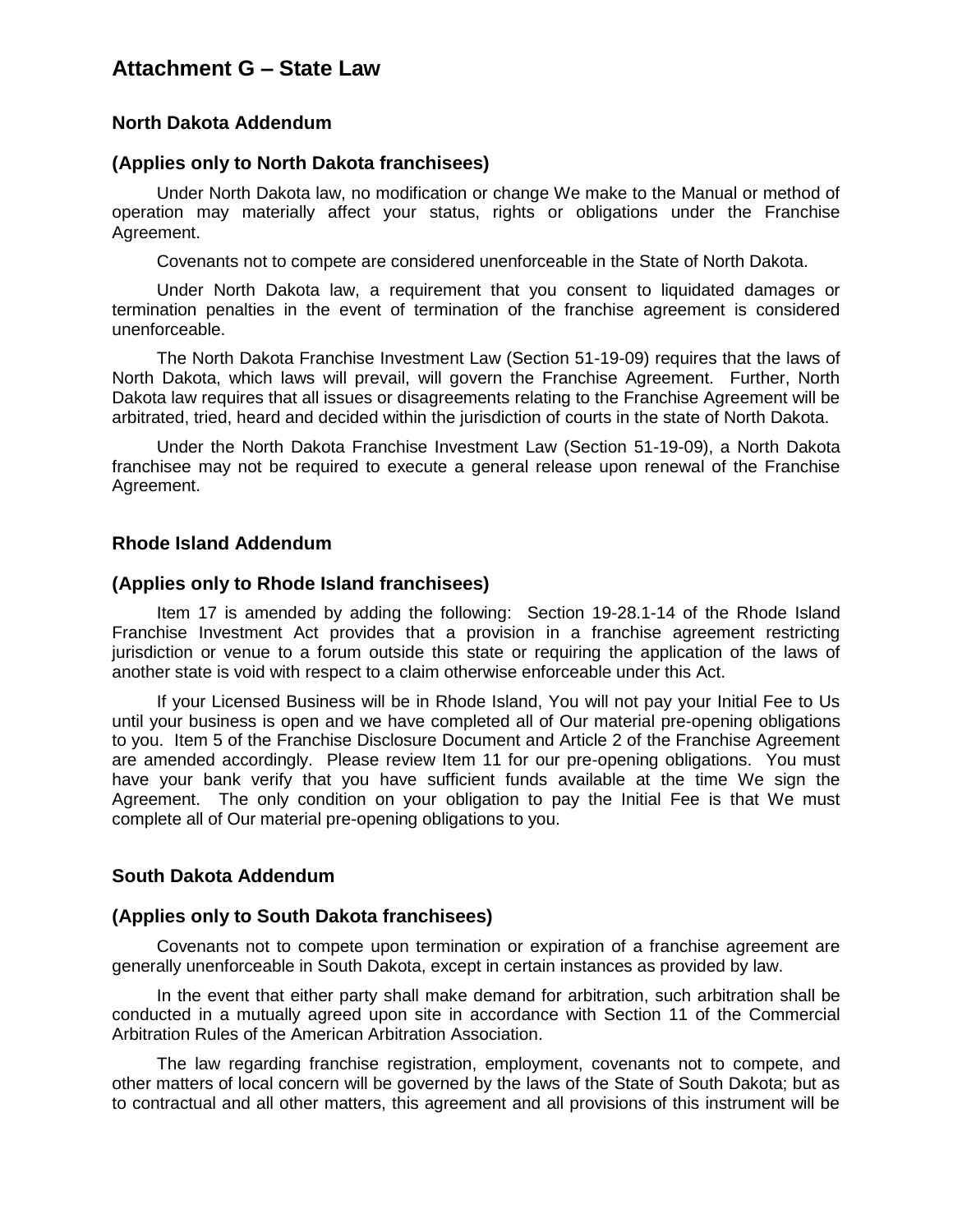# Attachment G – State Law

## North Dakota Addendum

### (Applies only to North Dakota franchisees)

Under North Dakota law, no modification or change We make to the Manual or method of operation may materially affect your status, rights or obligations under the Franchise Agreement.

Covenants not to compete are considered unenforceable in the State of North Dakota.

Under North Dakota law, a requirement that you consent to liquidated damages or termination penalties in the event of termination of the franchise agreement is considered unenforceable.

The North Dakota Franchise Investment Law (Section 51-19-09) requires that the laws of North Dakota, which laws will prevail, will govern the Franchise Agreement. Further, North Dakota law requires that all issues or disagreements relating to the Franchise Agreement will be arbitrated, tried, heard and decided within the jurisdiction of courts in the state of North Dakota.

Under the North Dakota Franchise Investment Law (Section 51-19-09), a North Dakota franchisee may not be required to execute a general release upon renewal of the Franchise Agreement.

## Rhode Island Addendum

### (Applies only to Rhode Island franchisees)

Item 17 is amended by adding the following: Section 19-28.1-14 of the Rhode Island Franchise Investment Act provides that a provision in a franchise agreement restricting jurisdiction or venue to a forum outside this state or requiring the application of the laws of another state is void with respect to a claim otherwise enforceable under this Act.

If your Licensed Business will be in Rhode Island, You will not pay your Initial Fee to Us until your business is open and we have completed all of Our material pre-opening obligations to you. Item 5 of the Franchise Disclosure Document and Article 2 of the Franchise Agreement are amended accordingly. Please review Item 11 for our pre-opening obligations. You must have your bank verify that you have sufficient funds available at the time We sign the Agreement. The only condition on your obligation to pay the Initial Fee is that We must complete all of Our material pre-opening obligations to you.

## South Dakota Addendum

### (Applies only to South Dakota franchisees)

Covenants not to compete upon termination or expiration of a franchise agreement are generally unenforceable in South Dakota, except in certain instances as provided by law.

In the event that either party shall make demand for arbitration, such arbitration shall be conducted in a mutually agreed upon site in accordance with Section 11 of the Commercial Arbitration Rules of the American Arbitration Association.

The law regarding franchise registration, employment, covenants not to compete, and other matters of local concern will be governed by the laws of the State of South Dakota; but as to contractual and all other matters, this agreement and all provisions of this instrument will be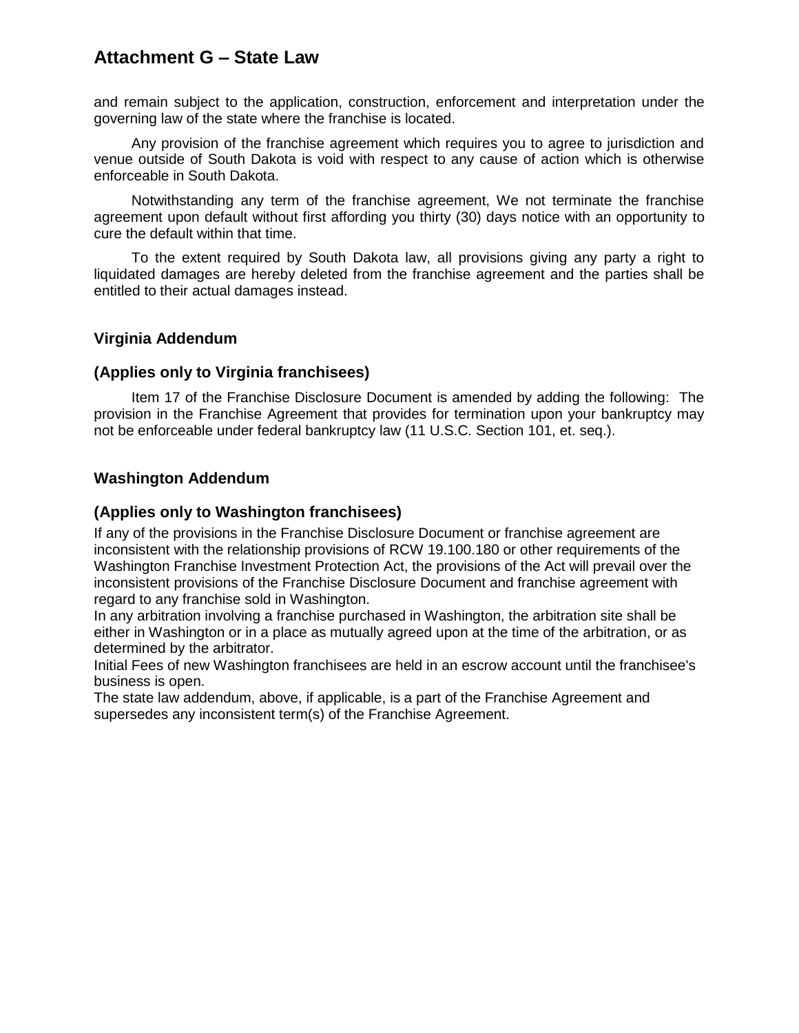# Attachment G – State Law

and remain subject to the application, construction, enforcement and interpretation under the governing law of the state where the franchise is located.

Any provision of the franchise agreement which requires you to agree to jurisdiction and venue outside of South Dakota is void with respect to any cause of action which is otherwise enforceable in South Dakota.

Notwithstanding any term of the franchise agreement, We not terminate the franchise agreement upon default without first affording you thirty (30) days notice with an opportunity to cure the default within that time.

To the extent required by South Dakota law, all provisions giving any party a right to liquidated damages are hereby deleted from the franchise agreement and the parties shall be entitled to their actual damages instead.

### Virginia Addendum

### (Applies only to Virginia franchisees)

Item 17 of the Franchise Disclosure Document is amended by adding the following: The provision in the Franchise Agreement that provides for termination upon your bankruptcy may not be enforceable under federal bankruptcy law (11 U.S.C. Section 101, et. seq.).

### Washington Addendum

### (Applies only to Washington franchisees)

If any of the provisions in the Franchise Disclosure Document or franchise agreement are inconsistent with the relationship provisions of RCW 19.100.180 or other requirements of the Washington Franchise Investment Protection Act, the provisions of the Act will prevail over the inconsistent provisions of the Franchise Disclosure Document and franchise agreement with regard to any franchise sold in Washington.

In any arbitration involving a franchise purchased in Washington, the arbitration site shall be either in Washington or in a place as mutually agreed upon at the time of the arbitration, or as determined by the arbitrator.

Initial Fees of new Washington franchisees are held in an escrow account until the franchisee's business is open.

The state law addendum, above, if applicable, is a part of the Franchise Agreement and supersedes any inconsistent term(s) of the Franchise Agreement.